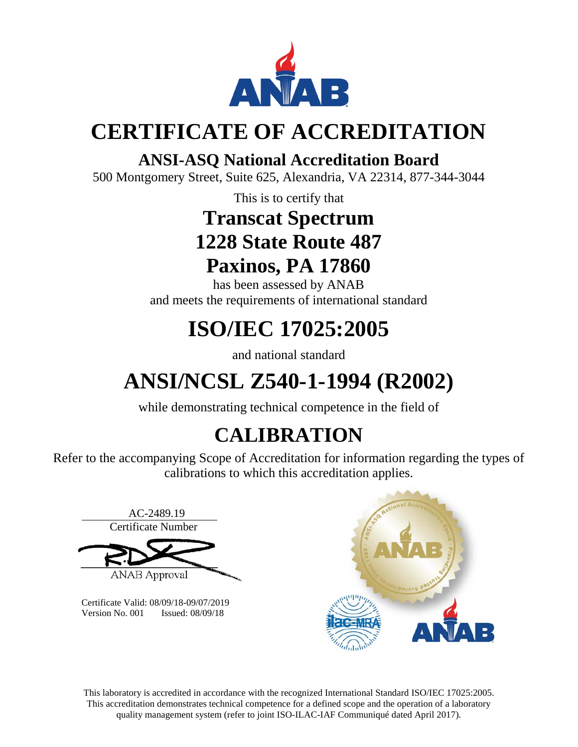# CERTIFICATE OF ACCREDITATION

## ANSI-ASQ National Accreditation Board

500 Montgomery Street, Suite 625, Alexandria, VA 22314, 877-344-3044

This is to certify that

## Transcat Spectrum
## 1228 State Route 487
## Paxinos, PA 17860

has been assessed by ANAB
and meets the requirements of international standard

# ISO/IEC 17025:2005

and national standard

# ANSI/NCSL Z540-1-1994 (R2002)

while demonstrating technical competence in the field of

# CALIBRATION

Refer to the accompanying Scope of Accreditation for information regarding the types of calibrations to which this accreditation applies.

AC-2489.19
Certificate Number

ANAB Approval

Certificate Valid: 08/09/18-09/07/2019
Version No. 001 Issued: 08/09/18

This laboratory is accredited in accordance with the recognized International Standard ISO/IEC 17025:2005. This accreditation demonstrates technical competence for a defined scope and the operation of a laboratory quality management system (refer to joint ISO-ILAC-IAF Communiqué dated April 2017).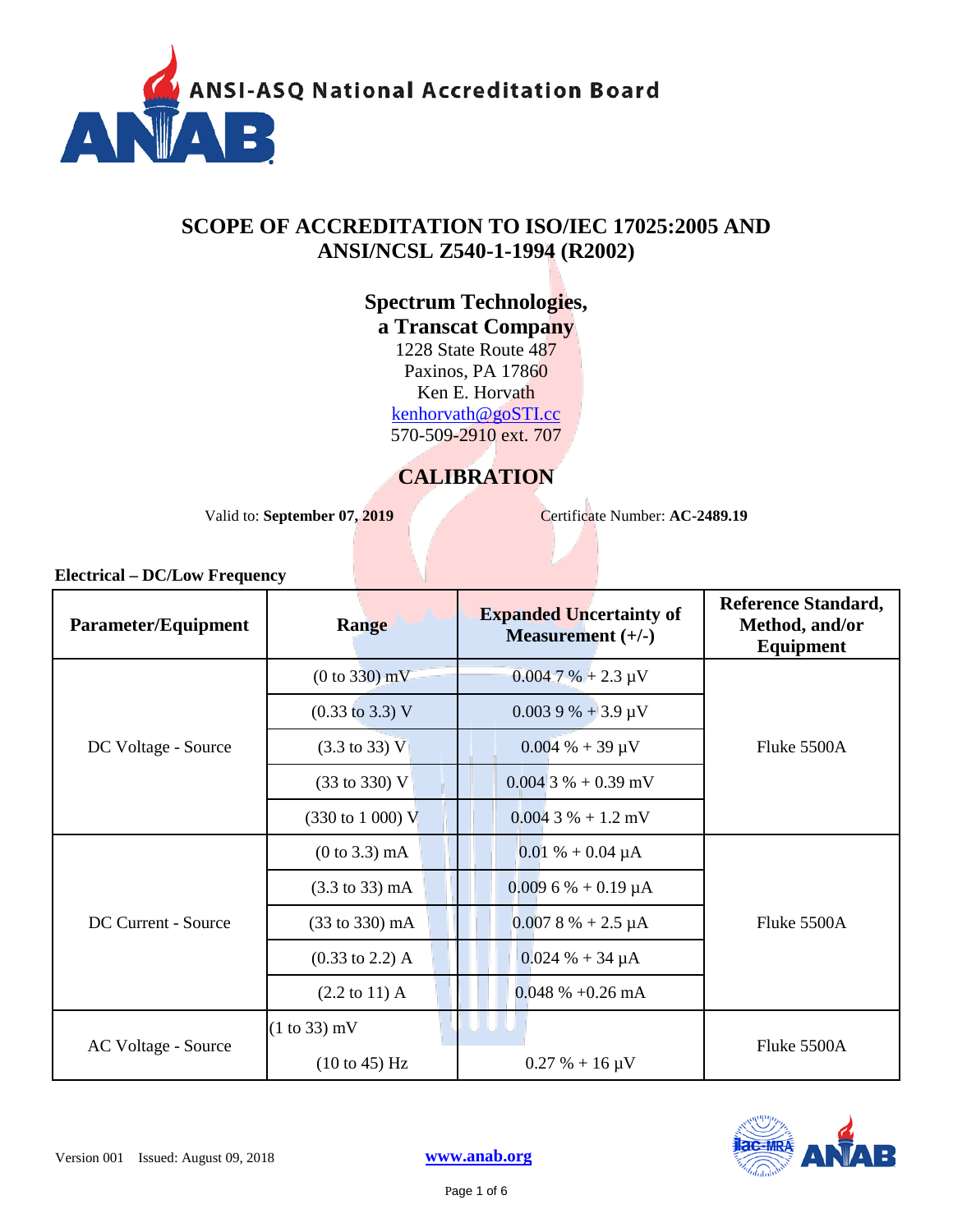ANSI-ASQ National Accreditation Board

# SCOPE OF ACCREDITATION TO ISO/IEC 17025:2005 AND ANSI/NCSL Z540-1-1994 (R2002)

**Spectrum Technologies,**
**a Transcat Company**
1228 State Route 487
Paxinos, PA 17860
Ken E. Horvath
kenhorvath@goSTI.cc
570-509-2910 ext. 707

## CALIBRATION

Valid to: **September 07, 2019** Certificate Number: **AC-2489.19**

**Electrical – DC/Low Frequency**

| Parameter/Equipment | Range | Expanded Uncertainty of Measurement (+/-) | Reference Standard, Method, and/or Equipment |
|---|---|---|---|
| DC Voltage - Source | (0 to 330) mV | 0.004 7 % + 2.3 µV | Fluke 5500A |
| | (0.33 to 3.3) V | 0.003 9 % + 3.9 µV | |
| | (3.3 to 33) V | 0.004 % + 39 µV | |
| | (33 to 330) V | 0.004 3 % + 0.39 mV | |
| | (330 to 1 000) V | 0.004 3 % + 1.2 mV | |
| DC Current - Source | (0 to 3.3) mA | 0.01 % + 0.04 µA | Fluke 5500A |
| | (3.3 to 33) mA | 0.009 6 % + 0.19 µA | |
| | (33 to 330) mA | 0.007 8 % + 2.5 µA | |
| | (0.33 to 2.2) A | 0.024 % + 34 µA | |
| | (2.2 to 11) A | 0.048 % +0.26 mA | |
| AC Voltage - Source | (1 to 33) mV | | Fluke 5500A |
| | (10 to 45) Hz | 0.27 % + 16 µV | |

Version 001 Issued: August 09, 2018

www.anab.org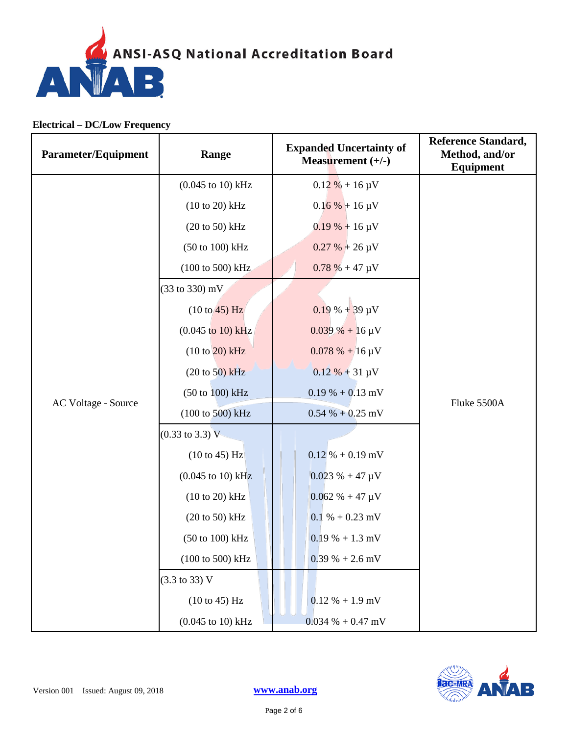**Electrical – DC/Low Frequency**

| Parameter/Equipment | Range | Expanded Uncertainty of Measurement (+/-) | Reference Standard, Method, and/or Equipment |
|---|---|---|---|
| AC Voltage - Source | (0.045 to 10) kHz | 0.12 % + 16 µV | Fluke 5500A |
| | (10 to 20) kHz | 0.16 % + 16 µV | |
| | (20 to 50) kHz | 0.19 % + 16 µV | |
| | (50 to 100) kHz | 0.27 % + 26 µV | |
| | (100 to 500) kHz | 0.78 % + 47 µV | |
| | (33 to 330) mV | | |
| | (10 to 45) Hz | 0.19 % + 39 µV | |
| | (0.045 to 10) kHz | 0.039 % + 16 µV | |
| | (10 to 20) kHz | 0.078 % + 16 µV | |
| | (20 to 50) kHz | 0.12 % + 31 µV | |
| | (50 to 100) kHz | 0.19 % + 0.13 mV | |
| | (100 to 500) kHz | 0.54 % + 0.25 mV | |
| | (0.33 to 3.3) V | | |
| | (10 to 45) Hz | 0.12 % + 0.19 mV | |
| | (0.045 to 10) kHz | 0.023 % + 47 µV | |
| | (10 to 20) kHz | 0.062 % + 47 µV | |
| | (20 to 50) kHz | 0.1 % + 0.23 mV | |
| | (50 to 100) kHz | 0.19 % + 1.3 mV | |
| | (100 to 500) kHz | 0.39 % + 2.6 mV | |
| | (3.3 to 33) V | | |
| | (10 to 45) Hz | 0.12 % + 1.9 mV | |
| | (0.045 to 10) kHz | 0.034 % + 0.47 mV | |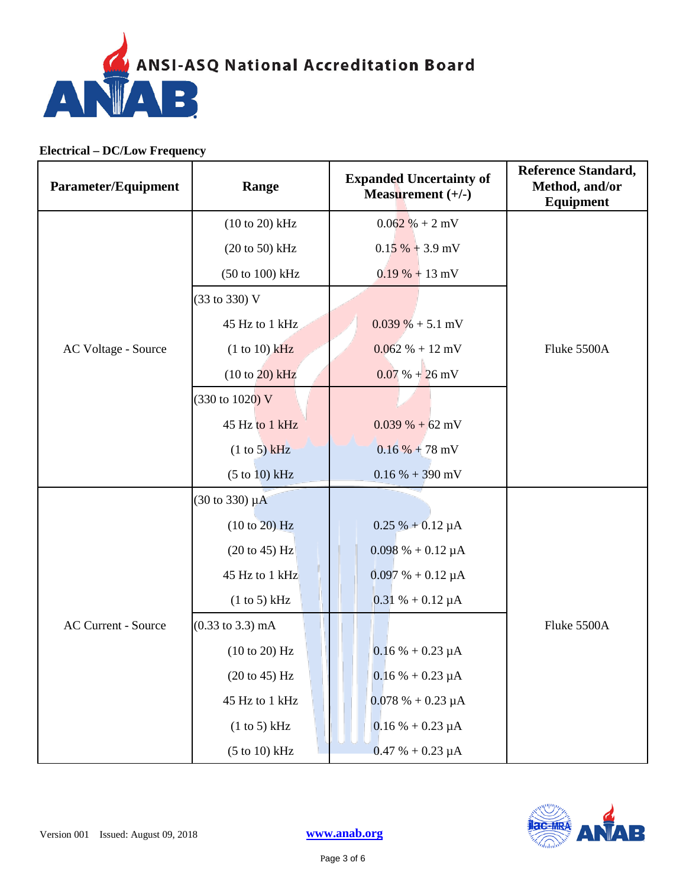### Electrical – DC/Low Frequency

| Parameter/Equipment | Range | Expanded Uncertainty of Measurement (+/-) | Reference Standard, Method, and/or Equipment |
|---|---|---|---|
| AC Voltage - Source | (10 to 20) kHz | 0.062 % + 2 mV | Fluke 5500A |
| | (20 to 50) kHz | 0.15 % + 3.9 mV | |
| | (50 to 100) kHz | 0.19 % + 13 mV | |
| | (33 to 330) V | | |
| | 45 Hz to 1 kHz | 0.039 % + 5.1 mV | |
| | (1 to 10) kHz | 0.062 % + 12 mV | |
| | (10 to 20) kHz | 0.07 % + 26 mV | |
| | (330 to 1020) V | | |
| | 45 Hz to 1 kHz | 0.039 % + 62 mV | |
| | (1 to 5) kHz | 0.16 % + 78 mV | |
| | (5 to 10) kHz | 0.16 % + 390 mV | |
| AC Current - Source | (30 to 330) µA | | Fluke 5500A |
| | (10 to 20) Hz | 0.25 % + 0.12 µA | |
| | (20 to 45) Hz | 0.098 % + 0.12 µA | |
| | 45 Hz to 1 kHz | 0.097 % + 0.12 µA | |
| | (1 to 5) kHz | 0.31 % + 0.12 µA | |
| | (0.33 to 3.3) mA | | |
| | (10 to 20) Hz | 0.16 % + 0.23 µA | |
| | (20 to 45) Hz | 0.16 % + 0.23 µA | |
| | 45 Hz to 1 kHz | 0.078 % + 0.23 µA | |
| | (1 to 5) kHz | 0.16 % + 0.23 µA | |
| | (5 to 10) kHz | 0.47 % + 0.23 µA | |

Version 001 Issued: August 09, 2018 www.anab.org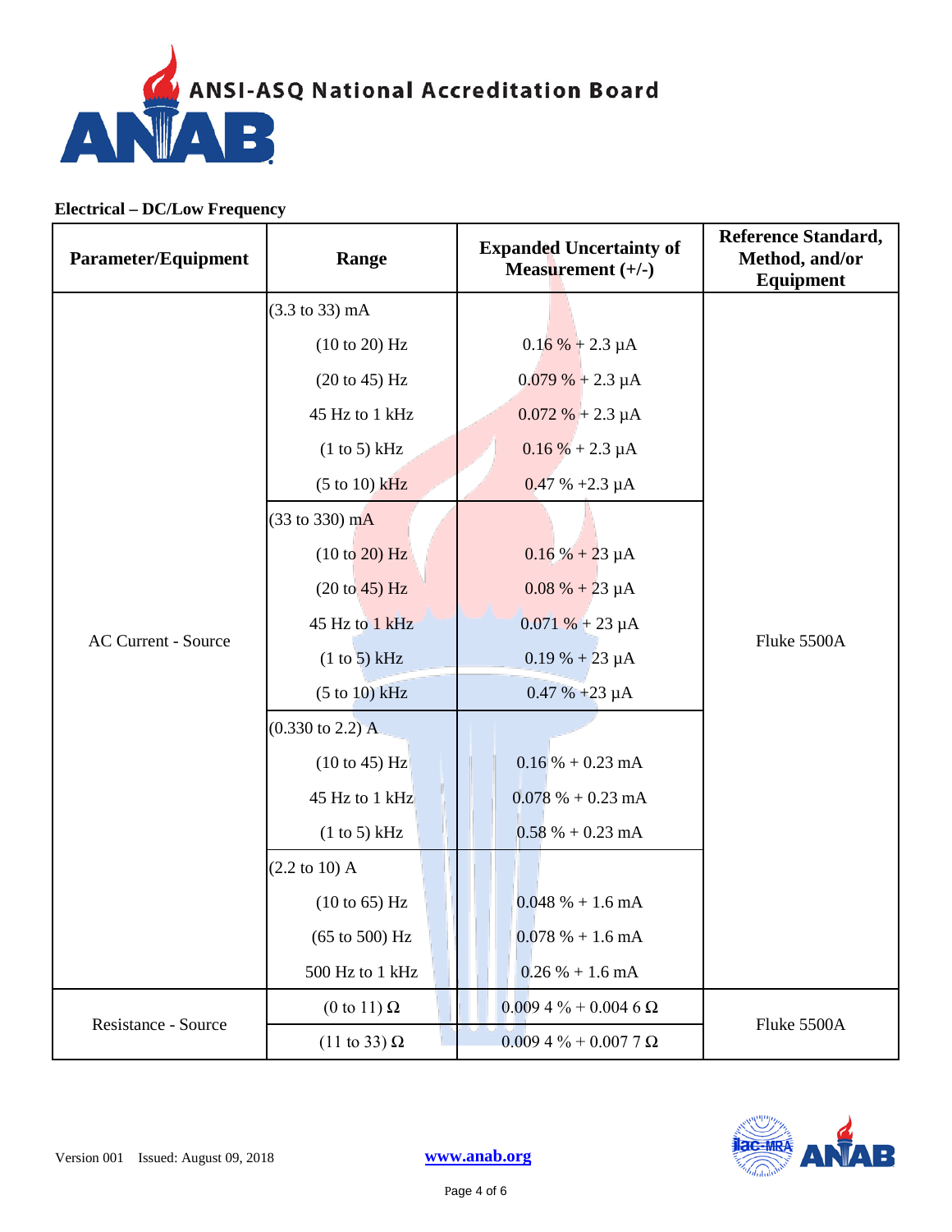**Electrical – DC/Low Frequency**

| Parameter/Equipment | Range | Expanded Uncertainty of Measurement (+/-) | Reference Standard, Method, and/or Equipment |
|---|---|---|---|
| AC Current - Source | (3.3 to 33) mA | | Fluke 5500A |
| | (10 to 20) Hz | 0.16 % + 2.3 µA | |
| | (20 to 45) Hz | 0.079 % + 2.3 µA | |
| | 45 Hz to 1 kHz | 0.072 % + 2.3 µA | |
| | (1 to 5) kHz | 0.16 % + 2.3 µA | |
| | (5 to 10) kHz | 0.47 % +2.3 µA | |
| | (33 to 330) mA | | |
| | (10 to 20) Hz | 0.16 % + 23 µA | |
| | (20 to 45) Hz | 0.08 % + 23 µA | |
| | 45 Hz to 1 kHz | 0.071 % + 23 µA | |
| | (1 to 5) kHz | 0.19 % + 23 µA | |
| | (5 to 10) kHz | 0.47 % +23 µA | |
| | (0.330 to 2.2) A | | |
| | (10 to 45) Hz | 0.16 % + 0.23 mA | |
| | 45 Hz to 1 kHz | 0.078 % + 0.23 mA | |
| | (1 to 5) kHz | 0.58 % + 0.23 mA | |
| | (2.2 to 10) A | | |
| | (10 to 65) Hz | 0.048 % + 1.6 mA | |
| | (65 to 500) Hz | 0.078 % + 1.6 mA | |
| | 500 Hz to 1 kHz | 0.26 % + 1.6 mA | |
| Resistance - Source | (0 to 11) Ω | 0.009 4 % + 0.004 6 Ω | Fluke 5500A |
| | (11 to 33) Ω | 0.009 4 % + 0.007 7 Ω | |

Version 001 Issued: August 09, 2018

www.anab.org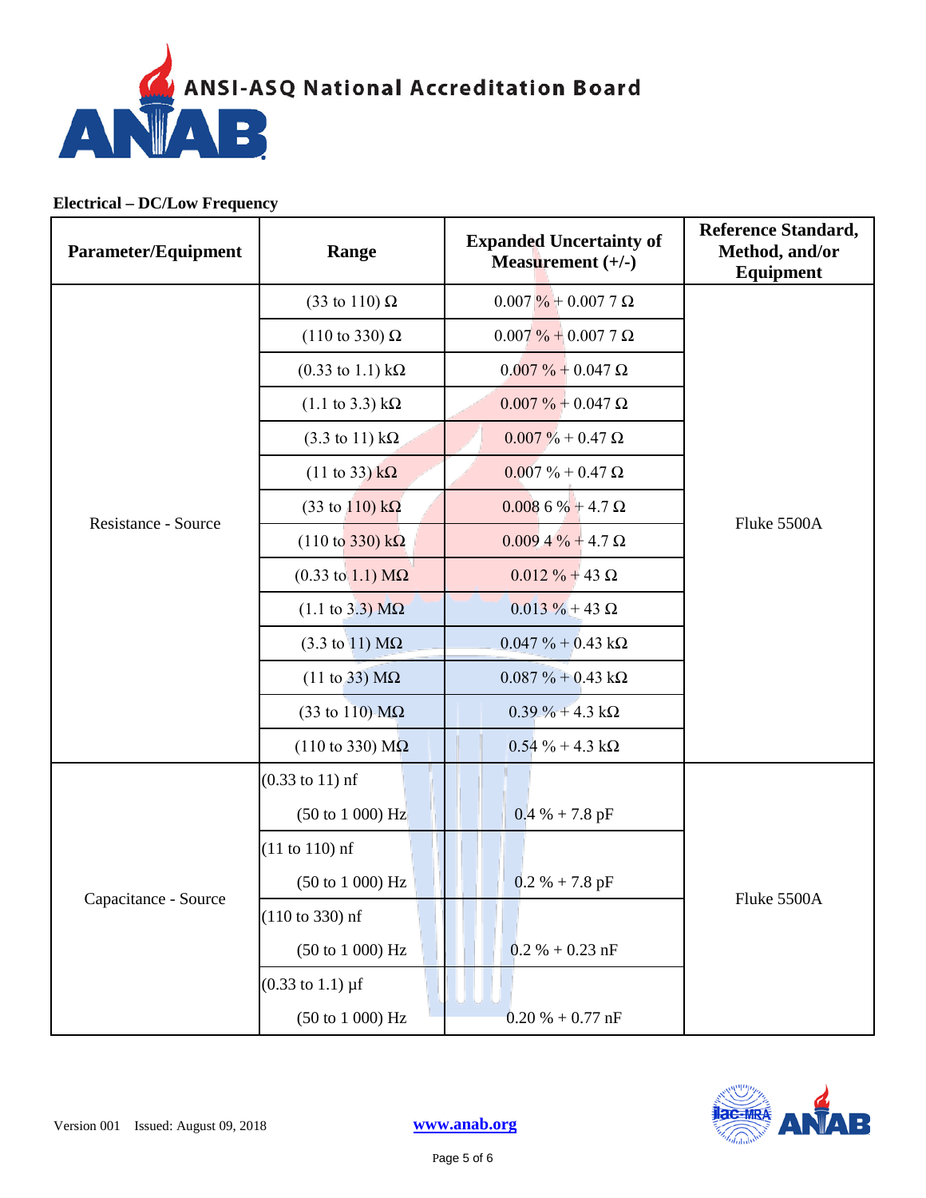**Electrical – DC/Low Frequency**

| Parameter/Equipment | Range | Expanded Uncertainty of Measurement (+/-) | Reference Standard, Method, and/or Equipment |
|---|---|---|---|
| Resistance - Source | (33 to 110) Ω | 0.007 % + 0.007 7 Ω | Fluke 5500A |
| | (110 to 330) Ω | 0.007 % + 0.007 7 Ω | |
| | (0.33 to 1.1) kΩ | 0.007 % + 0.047 Ω | |
| | (1.1 to 3.3) kΩ | 0.007 % + 0.047 Ω | |
| | (3.3 to 11) kΩ | 0.007 % + 0.47 Ω | |
| | (11 to 33) kΩ | 0.007 % + 0.47 Ω | |
| | (33 to 110) kΩ | 0.008 6 % + 4.7 Ω | |
| | (110 to 330) kΩ | 0.009 4 % + 4.7 Ω | |
| | (0.33 to 1.1) MΩ | 0.012 % + 43 Ω | |
| | (1.1 to 3.3) MΩ | 0.013 % + 43 Ω | |
| | (3.3 to 11) MΩ | 0.047 % + 0.43 kΩ | |
| | (11 to 33) MΩ | 0.087 % + 0.43 kΩ | |
| | (33 to 110) MΩ | 0.39 % + 4.3 kΩ | |
| | (110 to 330) MΩ | 0.54 % + 4.3 kΩ | |
| Capacitance - Source | (0.33 to 11) nf<br>(50 to 1 000) Hz | 0.4 % + 7.8 pF | Fluke 5500A |
| | (11 to 110) nf<br>(50 to 1 000) Hz | 0.2 % + 7.8 pF | |
| | (110 to 330) nf<br>(50 to 1 000) Hz | 0.2 % + 0.23 nF | |
| | (0.33 to 1.1) µf<br>(50 to 1 000) Hz | 0.20 % + 0.77 nF | |

Version 001 Issued: August 09, 2018

www.anab.org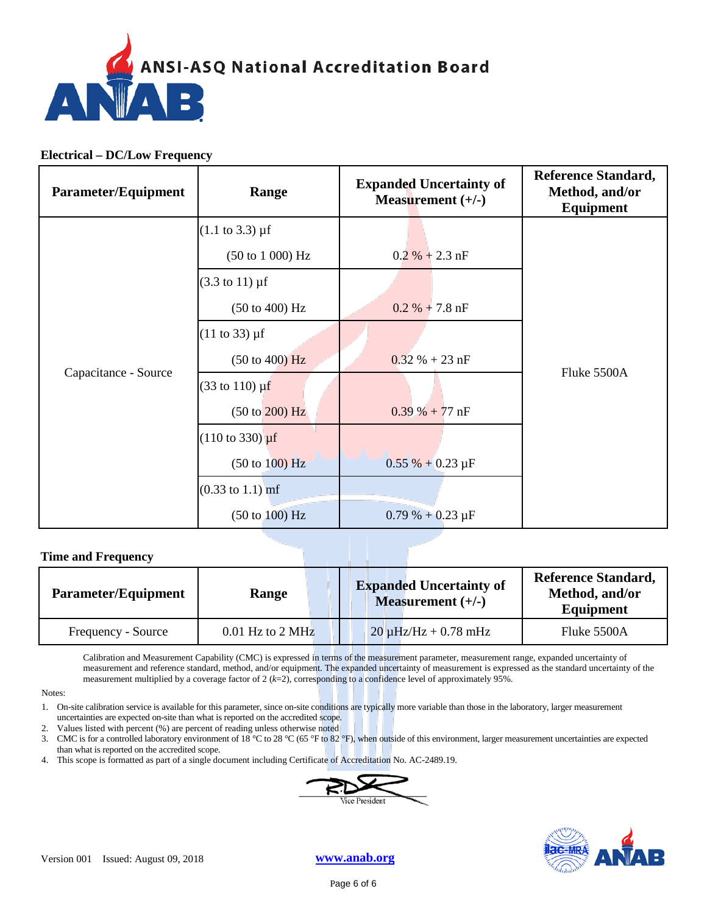**Electrical – DC/Low Frequency**

| Parameter/Equipment | Range | Expanded Uncertainty of Measurement (+/-) | Reference Standard, Method, and/or Equipment |
|---|---|---|---|
| Capacitance - Source | (1.1 to 3.3) µf (50 to 1 000) Hz | 0.2 % + 2.3 nF | Fluke 5500A |
| | (3.3 to 11) µf (50 to 400) Hz | 0.2 % + 7.8 nF | |
| | (11 to 33) µf (50 to 400) Hz | 0.32 % + 23 nF | |
| | (33 to 110) µf (50 to 200) Hz | 0.39 % + 77 nF | |
| | (110 to 330) µf (50 to 100) Hz | 0.55 % + 0.23 µF | |
| | (0.33 to 1.1) mf (50 to 100) Hz | 0.79 % + 0.23 µF | |

**Time and Frequency**

| Parameter/Equipment | Range | Expanded Uncertainty of Measurement (+/-) | Reference Standard, Method, and/or Equipment |
|---|---|---|---|
| Frequency - Source | 0.01 Hz to 2 MHz | 20 µHz/Hz + 0.78 mHz | Fluke 5500A |

Calibration and Measurement Capability (CMC) is expressed in terms of the measurement parameter, measurement range, expanded uncertainty of measurement and reference standard, method, and/or equipment. The expanded uncertainty of measurement is expressed as the standard uncertainty of the measurement multiplied by a coverage factor of 2 ($k$=2), corresponding to a confidence level of approximately 95%.

Notes:

1. On-site calibration service is available for this parameter, since on-site conditions are typically more variable than those in the laboratory, larger measurement uncertainties are expected on-site than what is reported on the accredited scope.
2. Values listed with percent (%) are percent of reading unless otherwise noted
3. CMC is for a controlled laboratory environment of 18 °C to 28 °C (65 °F to 82 °F), when outside of this environment, larger measurement uncertainties are expected than what is reported on the accredited scope.
4. This scope is formatted as part of a single document including Certificate of Accreditation No. AC-2489.19.

Vice President

Version 001 Issued: August 09, 2018

www.anab.org